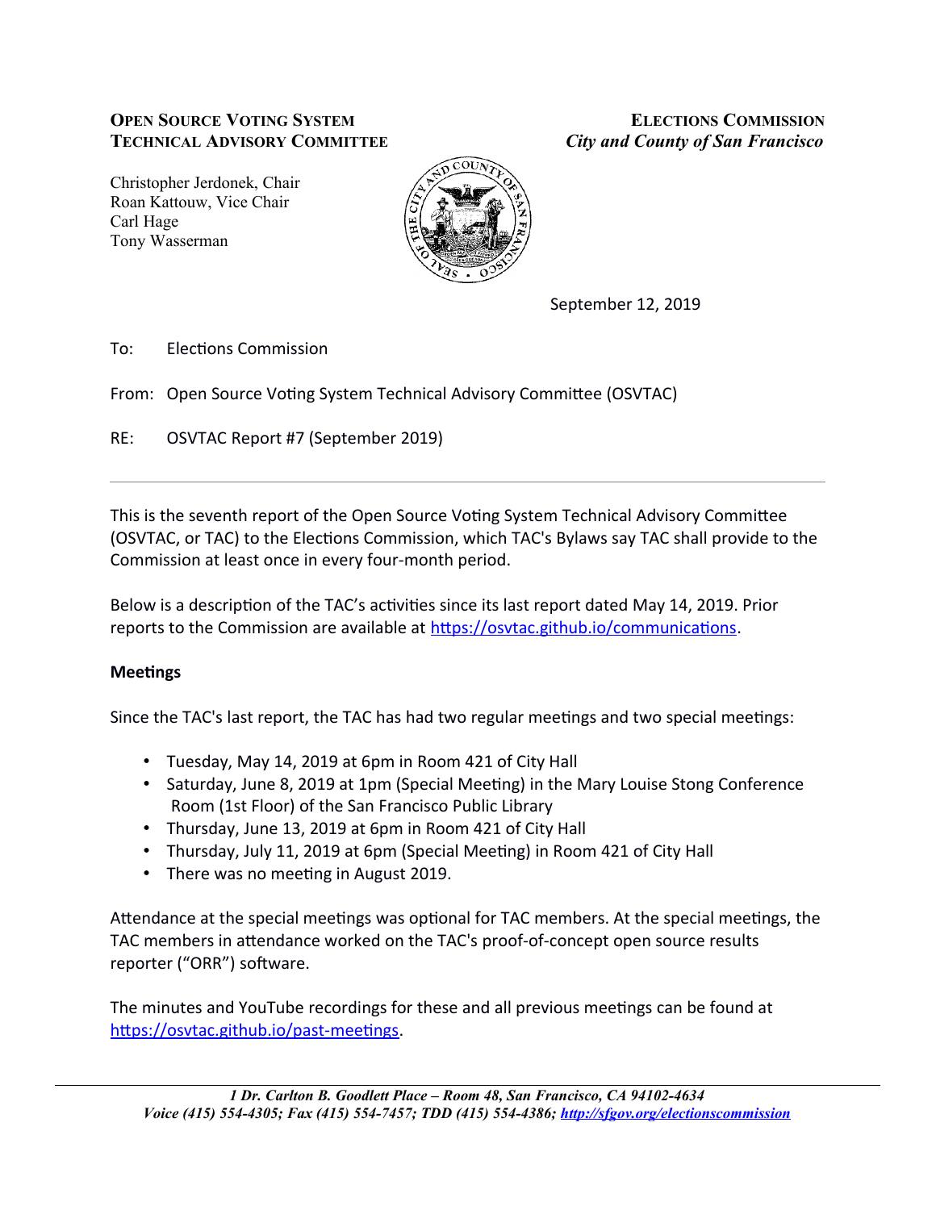**Open Source Voting System Technical Advisory Committee**

Christopher Jerdonek, Chair
Roan Kattouw, Vice Chair
Carl Hage
Tony Wasserman

**Elections Commission**
*City and County of San Francisco*

September 12, 2019

To: Elections Commission

From: Open Source Voting System Technical Advisory Committee (OSVTAC)

RE: OSVTAC Report #7 (September 2019)

---

This is the seventh report of the Open Source Voting System Technical Advisory Committee (OSVTAC, or TAC) to the Elections Commission, which TAC's Bylaws say TAC shall provide to the Commission at least once in every four-month period.

Below is a description of the TAC's activities since its last report dated May 14, 2019. Prior reports to the Commission are available at [https://osvtac.github.io/communications](https://osvtac.github.io/communications).

**Meetings**

Since the TAC's last report, the TAC has had two regular meetings and two special meetings:

- Tuesday, May 14, 2019 at 6pm in Room 421 of City Hall
- Saturday, June 8, 2019 at 1pm (Special Meeting) in the Mary Louise Stong Conference Room (1st Floor) of the San Francisco Public Library
- Thursday, June 13, 2019 at 6pm in Room 421 of City Hall
- Thursday, July 11, 2019 at 6pm (Special Meeting) in Room 421 of City Hall
- There was no meeting in August 2019.

Attendance at the special meetings was optional for TAC members. At the special meetings, the TAC members in attendance worked on the TAC's proof-of-concept open source results reporter ("ORR") software.

The minutes and YouTube recordings for these and all previous meetings can be found at [https://osvtac.github.io/past-meetings](https://osvtac.github.io/past-meetings).

*1 Dr. Carlton B. Goodlett Place – Room 48, San Francisco, CA 94102-4634*
*Voice (415) 554-4305; Fax (415) 554-7457; TDD (415) 554-4386; [http://sfgov.org/electionscommission](http://sfgov.org/electionscommission)*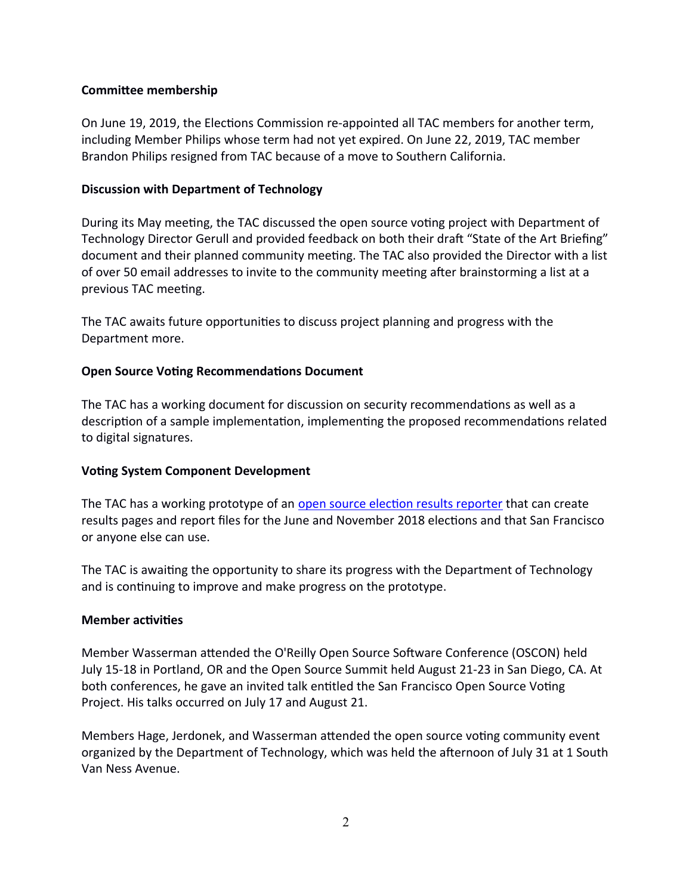**Committee membership**

On June 19, 2019, the Elections Commission re-appointed all TAC members for another term, including Member Philips whose term had not yet expired. On June 22, 2019, TAC member Brandon Philips resigned from TAC because of a move to Southern California.

**Discussion with Department of Technology**

During its May meeting, the TAC discussed the open source voting project with Department of Technology Director Gerull and provided feedback on both their draft "State of the Art Briefing" document and their planned community meeting. The TAC also provided the Director with a list of over 50 email addresses to invite to the community meeting after brainstorming a list at a previous TAC meeting.

The TAC awaits future opportunities to discuss project planning and progress with the Department more.

**Open Source Voting Recommendations Document**

The TAC has a working document for discussion on security recommendations as well as a description of a sample implementation, implementing the proposed recommendations related to digital signatures.

**Voting System Component Development**

The TAC has a working prototype of an open source election results reporter that can create results pages and report files for the June and November 2018 elections and that San Francisco or anyone else can use.

The TAC is awaiting the opportunity to share its progress with the Department of Technology and is continuing to improve and make progress on the prototype.

**Member activities**

Member Wasserman attended the O'Reilly Open Source Software Conference (OSCON) held July 15-18 in Portland, OR and the Open Source Summit held August 21-23 in San Diego, CA. At both conferences, he gave an invited talk entitled the San Francisco Open Source Voting Project. His talks occurred on July 17 and August 21.

Members Hage, Jerdonek, and Wasserman attended the open source voting community event organized by the Department of Technology, which was held the afternoon of July 31 at 1 South Van Ness Avenue.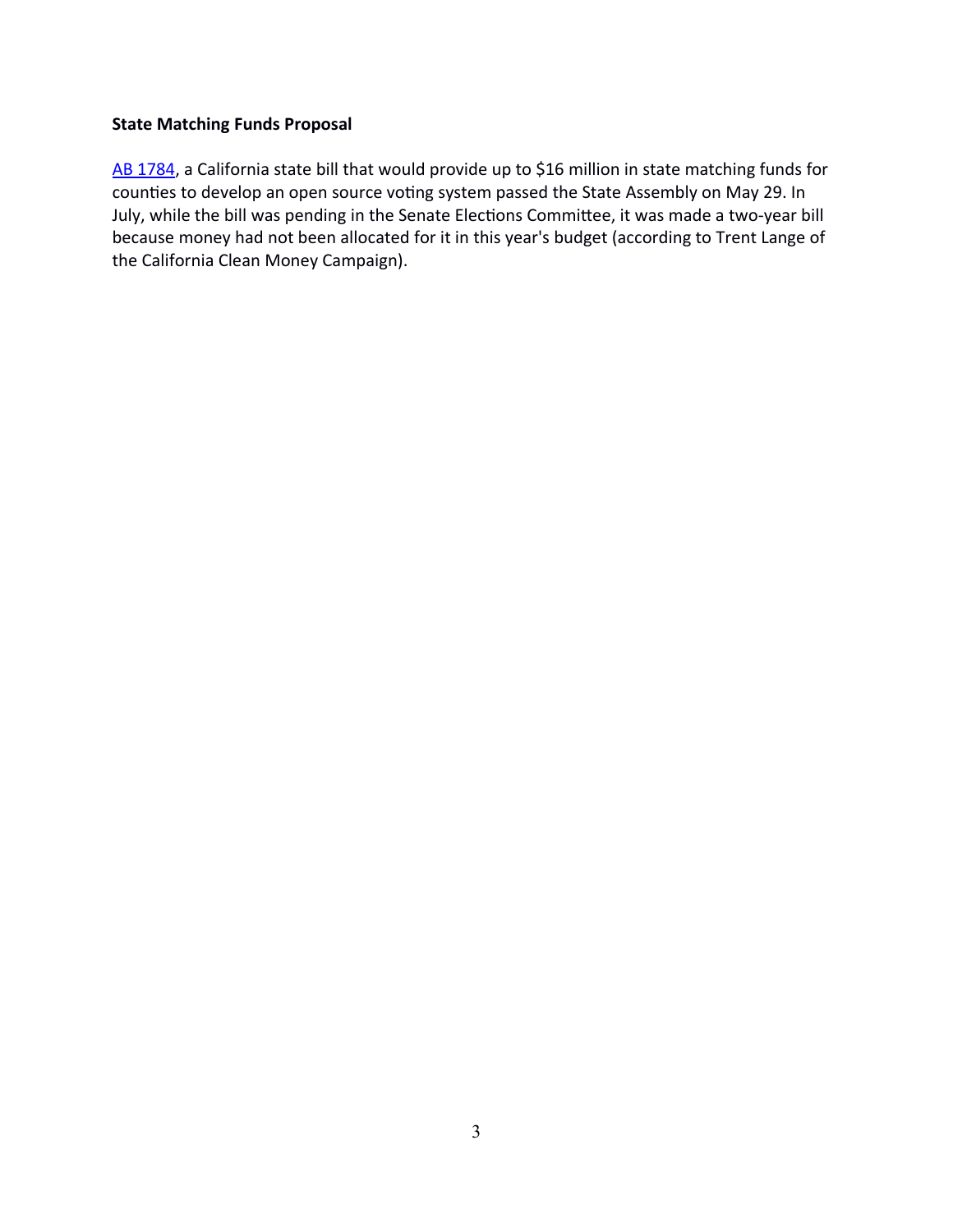**State Matching Funds Proposal**

AB 1784, a California state bill that would provide up to $16 million in state matching funds for counties to develop an open source voting system passed the State Assembly on May 29. In July, while the bill was pending in the Senate Elections Committee, it was made a two-year bill because money had not been allocated for it in this year's budget (according to Trent Lange of the California Clean Money Campaign).